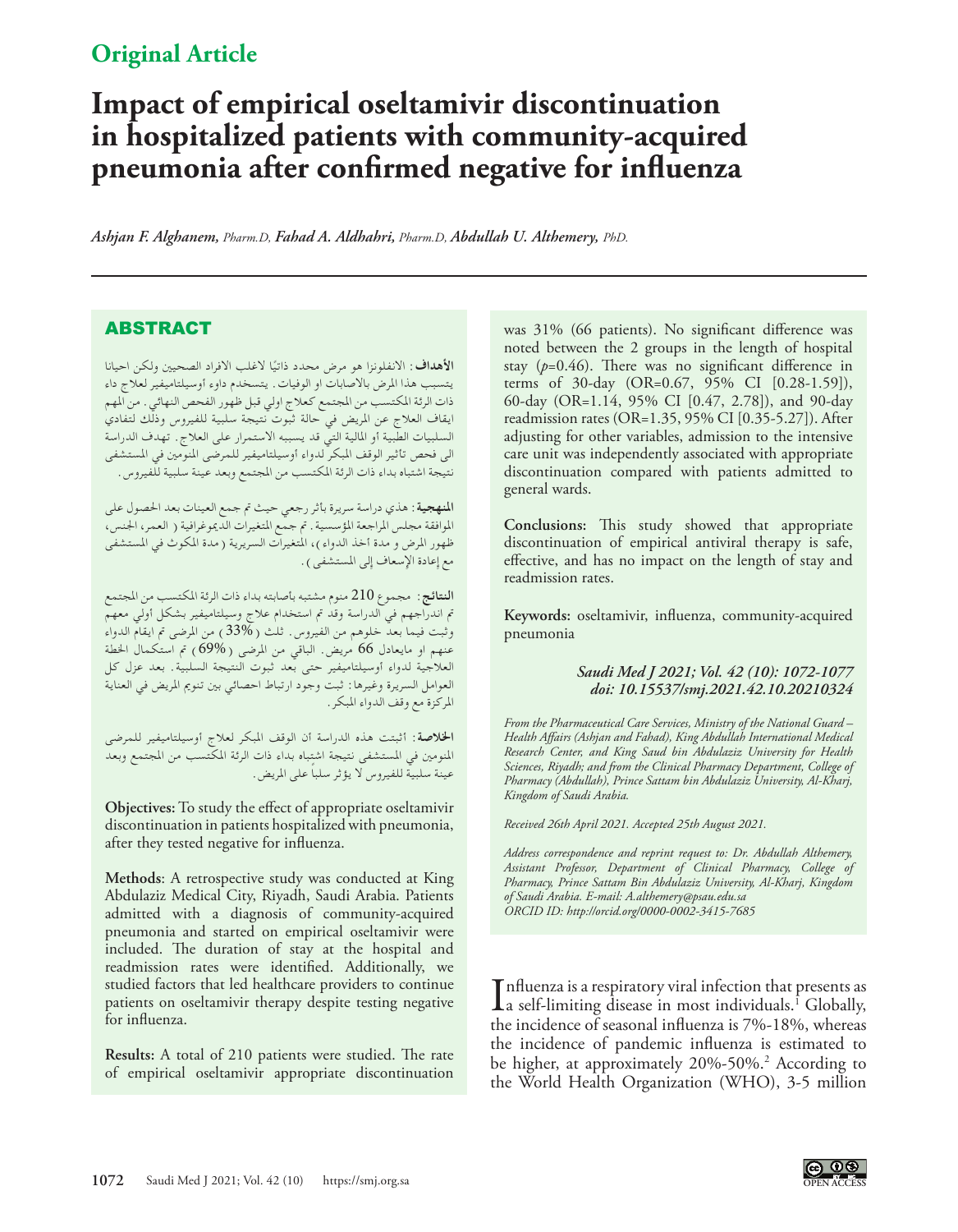**Original Article**

# Impact of empirical oseltamivir discontinuation in hospitalized patients with community-acquired pneumonia after confirmed negative for influenza

*Ashjan F. Alghanem, Pharm.D, Fahad A. Aldhahri, Pharm.D, Abdullah U. Althemery, PhD.*

## ABSTRACT

**الأهداف**: الانفلونزا هو مرض محدد ذاتيًا لاغلب الافراد الصحيين ولكن احيانا يتسبب هذا المرض بالاصابات او الوفيات. يتسخدم داوء أوسيلتاميفير لعلاج داء ذات الرئة المكتسب من المجتمع كعلاج اولي قبل ظهور الفحص النهائي. من المهم ايقاف العلاج عن المريض في حالة ثبوت نتيجة سلبية للفيروس وذلك لتفادي السلبيات الطبية أو المالية التي قد يسببه الاستمرار على العلاج. تهدف الدراسة الى فحص تأثير الوقف المبكر لدواء أوسيلتاميفير للمرضى المنومين في المستشفى نتيجة اشتباه بداء ذات الرئة المكتسب من المجتمع وبعد عينة سلبية للفيروس.

**المنهجية**: هذي دراسة سريرة بأثر رجعي حيث تم جمع العينات بعد الحصول على الموافقة مجلس المراجعة المؤسسية. تم جمع المتغيرات الديموغرافية (العمر، الجنس، ظهور المرض و مدة اخذ الدواء)، المتغيرات السريرية (مدة المكوث في المستشفى مع إعادة الإسعاف إلى المستشفى).

**النتائج**: مجموع 210 منوم مشتبه بأصابته بداء ذات الرئة المكتسب من المجتمع تم اندراجهم في الدراسة وقد تم استخدام علاج وسيلتاميفير بشكل أولي معهم وثبت فيما بعد خلوهم من الفيروس. ثلث (33%) من المرضى تم ايقام الدواء عنهم او مايعادل 66 مريض. الباقي من المرضى (69%) تم استكمال الخطة العلاجية لدواء أوسيلتاميفير حتى بعد ثبوت النتيجة السلبية. بعد عزل كل العوامل السريرة وغيرها: ثبت وجود ارتباط احصائي بين تنويم المريض في العناية المركزة مع وقف الدواء المبكر.

**الخلاصة**: أثبتت هذه الدراسة أن الوقف المبكر لعلاج أوسيلتاميفير للمرضى المنومين في المستشفى نتيجة اشتباه بداء ذات الرئة المكتسب من المجتمع وبعد عينة سلبية للفيروس لا يؤثر سلباً على المريض.

**Objectives:** To study the effect of appropriate oseltamivir discontinuation in patients hospitalized with pneumonia, after they tested negative for influenza.

**Methods**: A retrospective study was conducted at King Abdulaziz Medical City, Riyadh, Saudi Arabia. Patients admitted with a diagnosis of community-acquired pneumonia and started on empirical oseltamivir were included. The duration of stay at the hospital and readmission rates were identified. Additionally, we studied factors that led healthcare providers to continue patients on oseltamivir therapy despite testing negative for influenza.

**Results:** A total of 210 patients were studied. The rate of empirical oseltamivir appropriate discontinuation was 31% (66 patients). No significant difference was noted between the 2 groups in the length of hospital stay ($p$=0.46). There was no significant difference in terms of 30-day (OR=0.67, 95% CI [0.28-1.59]), 60-day (OR=1.14, 95% CI [0.47, 2.78]), and 90-day readmission rates (OR=1.35, 95% CI [0.35-5.27]). After adjusting for other variables, admission to the intensive care unit was independently associated with appropriate discontinuation compared with patients admitted to general wards.

**Conclusions:** This study showed that appropriate discontinuation of empirical antiviral therapy is safe, effective, and has no impact on the length of stay and readmission rates.

**Keywords:** oseltamivir, influenza, community-acquired pneumonia

*Saudi Med J 2021; Vol. 42 (10): 1072-1077*
*doi: 10.15537/smj.2021.42.10.20210324*

*From the Pharmaceutical Care Services, Ministry of the National Guard – Health Affairs (Ashjan and Fahad), King Abdullah International Medical Research Center, and King Saud bin Abdulaziz University for Health Sciences, Riyadh; and from the Clinical Pharmacy Department, College of Pharmacy (Abdullah), Prince Sattam Bin Abdulaziz University, Al-Kharj, Kingdom of Saudi Arabia.*

*Received 26th April 2021. Accepted 25th August 2021.*

*Address correspondence and reprint request to: Dr. Abdullah Althemery, Assistant Professor, Department of Clinical Pharmacy, College of Pharmacy, Prince Sattam Bin Abdulaziz University, Al-Kharj, Kingdom of Saudi Arabia. E-mail: A.althemery@psau.edu.sa*
*ORCID ID: http://orcid.org/0000-0002-3415-7685*

Influenza is a respiratory viral infection that presents as a self-limiting disease in most individuals.[1] Globally, the incidence of seasonal influenza is 7%-18%, whereas the incidence of pandemic influenza is estimated to be higher, at approximately 20%-50%.[2] According to the World Health Organization (WHO), 3-5 million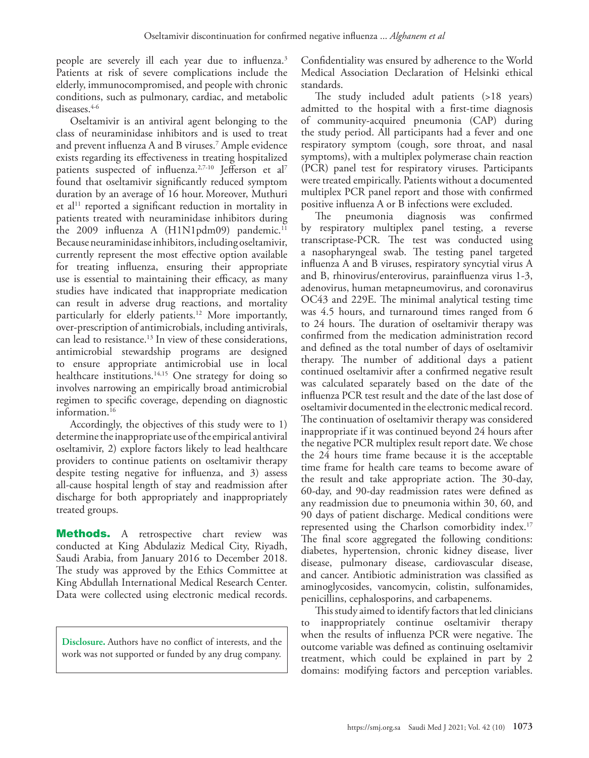people are severely ill each year due to influenza.[3] Patients at risk of severe complications include the elderly, immunocompromised, and people with chronic conditions, such as pulmonary, cardiac, and metabolic diseases.[4-6]

Oseltamivir is an antiviral agent belonging to the class of neuraminidase inhibitors and is used to treat and prevent influenza A and B viruses.[7] Ample evidence exists regarding its effectiveness in treating hospitalized patients suspected of influenza.[2,7-10] Jefferson et al[7] found that oseltamivir significantly reduced symptom duration by an average of 16 hour. Moreover, Muthuri et al[11] reported a significant reduction in mortality in patients treated with neuraminidase inhibitors during the 2009 influenza A (H1N1pdm09) pandemic.[11] Because neuraminidase inhibitors, including oseltamivir, currently represent the most effective option available for treating influenza, ensuring their appropriate use is essential to maintaining their efficacy, as many studies have indicated that inappropriate medication can result in adverse drug reactions, and mortality particularly for elderly patients.[12] More importantly, over-prescription of antimicrobials, including antivirals, can lead to resistance.[13] In view of these considerations, antimicrobial stewardship programs are designed to ensure appropriate antimicrobial use in local healthcare institutions.[14,15] One strategy for doing so involves narrowing an empirically broad antimicrobial regimen to specific coverage, depending on diagnostic information.[16]

Accordingly, the objectives of this study were to 1) determine the inappropriate use of the empirical antiviral oseltamivir, 2) explore factors likely to lead healthcare providers to continue patients on oseltamivir therapy despite testing negative for influenza, and 3) assess all-cause hospital length of stay and readmission after discharge for both appropriately and inappropriately treated groups.

**Methods.** A retrospective chart review was conducted at King Abdulaziz Medical City, Riyadh, Saudi Arabia, from January 2016 to December 2018. The study was approved by the Ethics Committee at King Abdullah International Medical Research Center. Data were collected using electronic medical records. Confidentiality was ensured by adherence to the World Medical Association Declaration of Helsinki ethical standards.

The study included adult patients (>18 years) admitted to the hospital with a first-time diagnosis of community-acquired pneumonia (CAP) during the study period. All participants had a fever and one respiratory symptom (cough, sore throat, and nasal symptoms), with a multiplex polymerase chain reaction (PCR) panel test for respiratory viruses. Participants were treated empirically. Patients without a documented multiplex PCR panel report and those with confirmed positive influenza A or B infections were excluded.

The pneumonia diagnosis was confirmed by respiratory multiplex panel testing, a reverse transcriptase-PCR. The test was conducted using a nasopharyngeal swab. The testing panel targeted influenza A and B viruses, respiratory syncytial virus A and B, rhinovirus/enterovirus, parainfluenza virus 1-3, adenovirus, human metapneumovirus, and coronavirus OC43 and 229E. The minimal analytical testing time was 4.5 hours, and turnaround times ranged from 6 to 24 hours. The duration of oseltamivir therapy was confirmed from the medication administration record and defined as the total number of days of oseltamivir therapy. The number of additional days a patient continued oseltamivir after a confirmed negative result was calculated separately based on the date of the influenza PCR test result and the date of the last dose of oseltamivir documented in the electronic medical record. The continuation of oseltamivir therapy was considered inappropriate if it was continued beyond 24 hours after the negative PCR multiplex result report date. We chose the 24 hours time frame because it is the acceptable time frame for health care teams to become aware of the result and take appropriate action. The 30-day, 60-day, and 90-day readmission rates were defined as any readmission due to pneumonia within 30, 60, and 90 days of patient discharge. Medical conditions were represented using the Charlson comorbidity index.[17] The final score aggregated the following conditions: diabetes, hypertension, chronic kidney disease, liver disease, pulmonary disease, cardiovascular disease, and cancer. Antibiotic administration was classified as aminoglycosides, vancomycin, colistin, sulfonamides, penicillins, cephalosporins, and carbapenems.

This study aimed to identify factors that led clinicians to inappropriately continue oseltamivir therapy when the results of influenza PCR were negative. The outcome variable was defined as continuing oseltamivir treatment, which could be explained in part by 2 domains: modifying factors and perception variables.

**Disclosure.** Authors have no conflict of interests, and the work was not supported or funded by any drug company.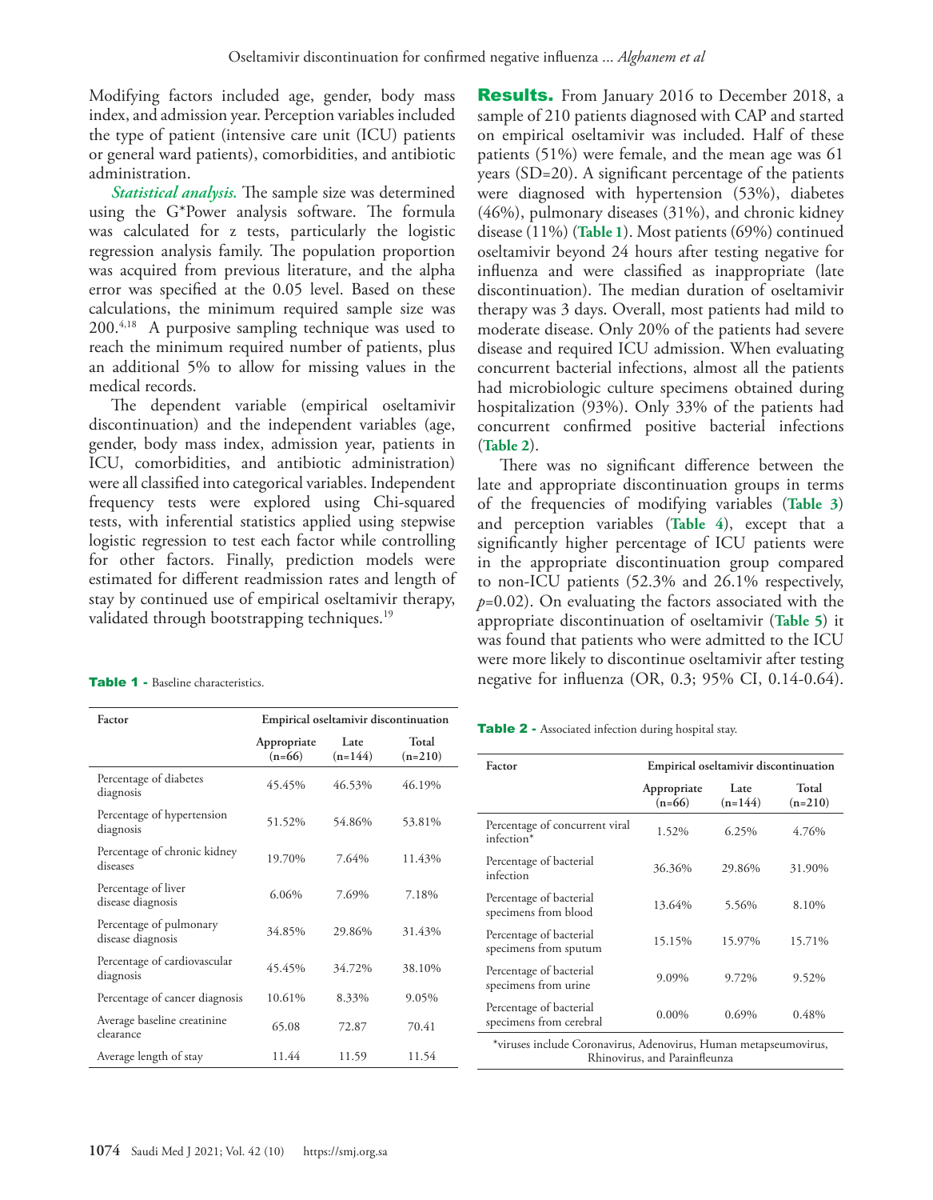Modifying factors included age, gender, body mass index, and admission year. Perception variables included the type of patient (intensive care unit (ICU) patients or general ward patients), comorbidities, and antibiotic administration.

***Statistical analysis.*** The sample size was determined using the G*Power analysis software. The formula was calculated for z tests, particularly the logistic regression analysis family. The population proportion was acquired from previous literature, and the alpha error was specified at the 0.05 level. Based on these calculations, the minimum required sample size was 200.[4,18] A purposive sampling technique was used to reach the minimum required number of patients, plus an additional 5% to allow for missing values in the medical records.

The dependent variable (empirical oseltamivir discontinuation) and the independent variables (age, gender, body mass index, admission year, patients in ICU, comorbidities, and antibiotic administration) were all classified into categorical variables. Independent frequency tests were explored using Chi-squared tests, with inferential statistics applied using stepwise logistic regression to test each factor while controlling for other factors. Finally, prediction models were estimated for different readmission rates and length of stay by continued use of empirical oseltamivir therapy, validated through bootstrapping techniques.[19]

**Table 1 -** Baseline characteristics.

| Factor | Empirical oseltamivir discontinuation | | |
|---|---|---|---|
| | Appropriate (n=66) | Late (n=144) | Total (n=210) |
| Percentage of diabetes diagnosis | 45.45% | 46.53% | 46.19% |
| Percentage of hypertension diagnosis | 51.52% | 54.86% | 53.81% |
| Percentage of chronic kidney diseases | 19.70% | 7.64% | 11.43% |
| Percentage of liver disease diagnosis | 6.06% | 7.69% | 7.18% |
| Percentage of pulmonary disease diagnosis | 34.85% | 29.86% | 31.43% |
| Percentage of cardiovascular diagnosis | 45.45% | 34.72% | 38.10% |
| Percentage of cancer diagnosis | 10.61% | 8.33% | 9.05% |
| Average baseline creatinine clearance | 65.08 | 72.87 | 70.41 |
| Average length of stay | 11.44 | 11.59 | 11.54 |

## Results.

From January 2016 to December 2018, a sample of 210 patients diagnosed with CAP and started on empirical oseltamivir was included. Half of these patients (51%) were female, and the mean age was 61 years (SD=20). A significant percentage of the patients were diagnosed with hypertension (53%), diabetes (46%), pulmonary diseases (31%), and chronic kidney disease (11%) (**Table 1**). Most patients (69%) continued oseltamivir beyond 24 hours after testing negative for influenza and were classified as inappropriate (late discontinuation). The median duration of oseltamivir therapy was 3 days. Overall, most patients had mild to moderate disease. Only 20% of the patients had severe disease and required ICU admission. When evaluating concurrent bacterial infections, almost all the patients had microbiologic culture specimens obtained during hospitalization (93%). Only 33% of the patients had concurrent confirmed positive bacterial infections (**Table 2**).

There was no significant difference between the late and appropriate discontinuation groups in terms of the frequencies of modifying variables (**Table 3**) and perception variables (**Table 4**), except that a significantly higher percentage of ICU patients were in the appropriate discontinuation group compared to non-ICU patients (52.3% and 26.1% respectively, $p$=0.02). On evaluating the factors associated with the appropriate discontinuation of oseltamivir (**Table 5**) it was found that patients who were admitted to the ICU were more likely to discontinue oseltamivir after testing negative for influenza (OR, 0.3; 95% CI, 0.14-0.64).

**Table 2 -** Associated infection during hospital stay.

| Factor | Empirical oseltamivir discontinuation | | |
|---|---|---|---|
| | Appropriate (n=66) | Late (n=144) | Total (n=210) |
| Percentage of concurrent viral infection* | 1.52% | 6.25% | 4.76% |
| Percentage of bacterial infection | 36.36% | 29.86% | 31.90% |
| Percentage of bacterial specimens from blood | 13.64% | 5.56% | 8.10% |
| Percentage of bacterial specimens from sputum | 15.15% | 15.97% | 15.71% |
| Percentage of bacterial specimens from urine | 9.09% | 9.72% | 9.52% |
| Percentage of bacterial specimens from cerebral | 0.00% | 0.69% | 0.48% |

*viruses include Coronavirus, Adenovirus, Human metapseumovirus, Rhinovirus, and Parainfleunza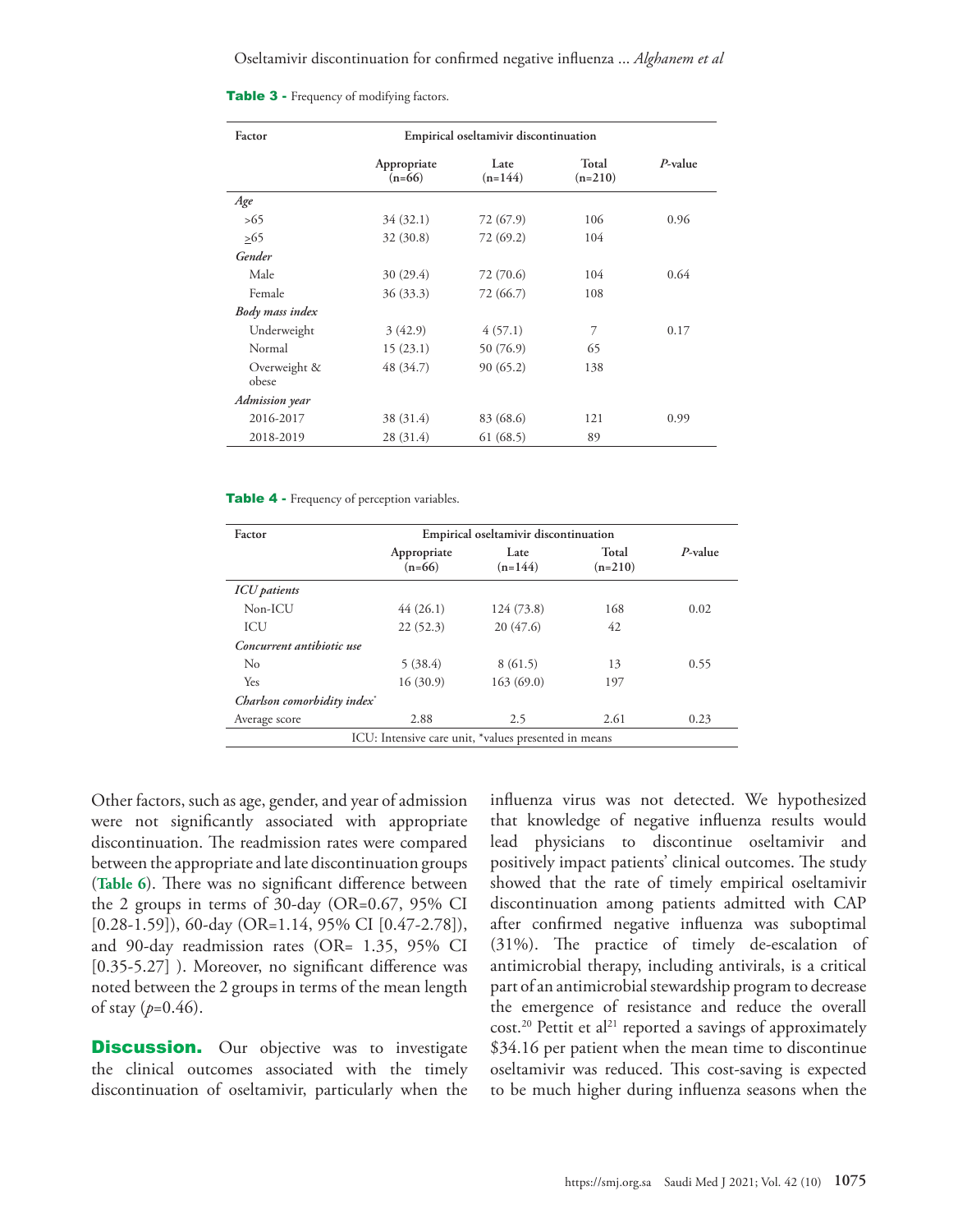**Table 3 -** Frequency of modifying factors.

| Factor | Empirical oseltamivir discontinuation | | | |
|---|---|---|---|---|
| | Appropriate (n=66) | Late (n=144) | Total (n=210) | *P*-value |
| *Age* | | | | |
| >65 | 34 (32.1) | 72 (67.9) | 106 | 0.96 |
| ≥65 | 32 (30.8) | 72 (69.2) | 104 | |
| *Gender* | | | | |
| Male | 30 (29.4) | 72 (70.6) | 104 | 0.64 |
| Female | 36 (33.3) | 72 (66.7) | 108 | |
| *Body mass index* | | | | |
| Underweight | 3 (42.9) | 4 (57.1) | 7 | 0.17 |
| Normal | 15 (23.1) | 50 (76.9) | 65 | |
| Overweight & obese | 48 (34.7) | 90 (65.2) | 138 | |
| *Admission year* | | | | |
| 2016-2017 | 38 (31.4) | 83 (68.6) | 121 | 0.99 |
| 2018-2019 | 28 (31.4) | 61 (68.5) | 89 | |

**Table 4 -** Frequency of perception variables.

| Factor | Empirical oseltamivir discontinuation | | | |
|---|---|---|---|---|
| | Appropriate (n=66) | Late (n=144) | Total (n=210) | *P*-value |
| *ICU patients* | | | | |
| Non-ICU | 44 (26.1) | 124 (73.8) | 168 | 0.02 |
| ICU | 22 (52.3) | 20 (47.6) | 42 | |
| *Concurrent antibiotic use* | | | | |
| No | 5 (38.4) | 8 (61.5) | 13 | 0.55 |
| Yes | 16 (30.9) | 163 (69.0) | 197 | |
| *Charlson comorbidity index*\* | | | | |
| Average score | 2.88 | 2.5 | 2.61 | 0.23 |

ICU: Intensive care unit, \*values presented in means

Other factors, such as age, gender, and year of admission were not significantly associated with appropriate discontinuation. The readmission rates were compared between the appropriate and late discontinuation groups (**Table 6**). There was no significant difference between the 2 groups in terms of 30-day (OR=0.67, 95% CI [0.28-1.59]), 60-day (OR=1.14, 95% CI [0.47-2.78]), and 90-day readmission rates (OR= 1.35, 95% CI [0.35-5.27] ). Moreover, no significant difference was noted between the 2 groups in terms of the mean length of stay ($p$=0.46).

## Discussion.

Our objective was to investigate the clinical outcomes associated with the timely discontinuation of oseltamivir, particularly when the influenza virus was not detected. We hypothesized that knowledge of negative influenza results would lead physicians to discontinue oseltamivir and positively impact patients' clinical outcomes. The study showed that the rate of timely empirical oseltamivir discontinuation among patients admitted with CAP after confirmed negative influenza was suboptimal (31%). The practice of timely de-escalation of antimicrobial therapy, including antivirals, is a critical part of an antimicrobial stewardship program to decrease the emergence of resistance and reduce the overall cost.[20] Pettit et al[21] reported a savings of approximately $34.16 per patient when the mean time to discontinue oseltamivir was reduced. This cost-saving is expected to be much higher during influenza seasons when the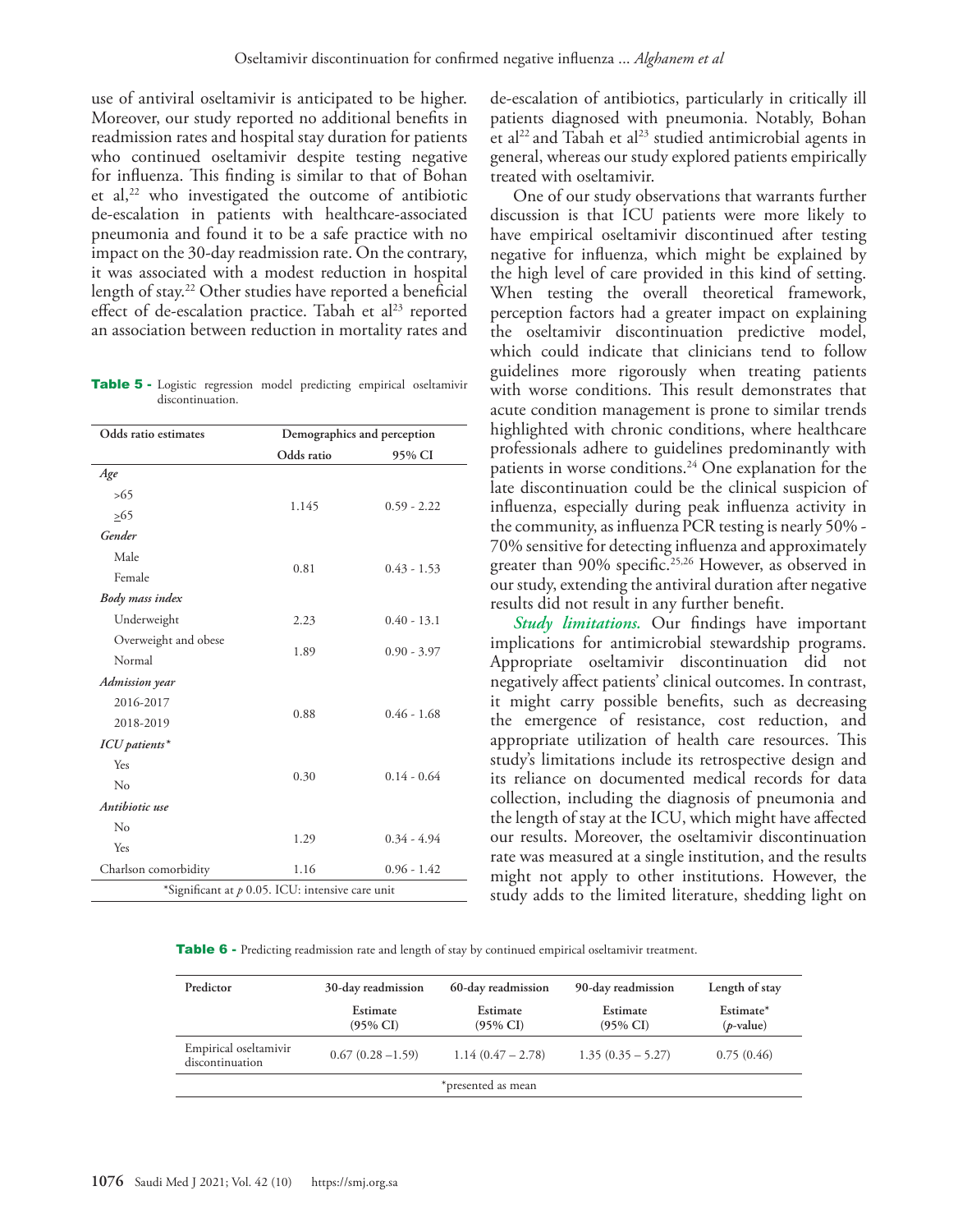use of antiviral oseltamivir is anticipated to be higher. Moreover, our study reported no additional benefits in readmission rates and hospital stay duration for patients who continued oseltamivir despite testing negative for influenza. This finding is similar to that of Bohan et al,[22] who investigated the outcome of antibiotic de-escalation in patients with healthcare-associated pneumonia and found it to be a safe practice with no impact on the 30-day readmission rate. On the contrary, it was associated with a modest reduction in hospital length of stay.[22] Other studies have reported a beneficial effect of de-escalation practice. Tabah et al[23] reported an association between reduction in mortality rates and de-escalation of antibiotics, particularly in critically ill patients diagnosed with pneumonia. Notably, Bohan et al[22] and Tabah et al[23] studied antimicrobial agents in general, whereas our study explored patients empirically treated with oseltamivir.

**Table 5 -** Logistic regression model predicting empirical oseltamivir discontinuation.

| Odds ratio estimates | Demographics and perception | |
|---|---|---|
| | Odds ratio | 95% CI |
| *Age* | | |
| >65 | 1.145 | 0.59 - 2.22 |
| ≥65 | | |
| *Gender* | | |
| Male | 0.81 | 0.43 - 1.53 |
| Female | | |
| *Body mass index* | | |
| Underweight | 2.23 | 0.40 - 13.1 |
| Overweight and obese | 1.89 | 0.90 - 3.97 |
| Normal | | |
| *Admission year* | | |
| 2016-2017 | 0.88 | 0.46 - 1.68 |
| 2018-2019 | | |
| *ICU patients\** | | |
| Yes | 0.30 | 0.14 - 0.64 |
| No | | |
| *Antibiotic use* | | |
| No | 1.29 | 0.34 - 4.94 |
| Yes | | |
| Charlson comorbidity | 1.16 | 0.96 - 1.42 |

*Significant at $p$ 0.05. ICU: intensive care unit

One of our study observations that warrants further discussion is that ICU patients were more likely to have empirical oseltamivir discontinued after testing negative for influenza, which might be explained by the high level of care provided in this kind of setting. When testing the overall theoretical framework, perception factors had a greater impact on explaining the oseltamivir discontinuation predictive model, which could indicate that clinicians tend to follow guidelines more rigorously when treating patients with worse conditions. This result demonstrates that acute condition management is prone to similar trends highlighted with chronic conditions, where healthcare professionals adhere to guidelines predominantly with patients in worse conditions.[24] One explanation for the late discontinuation could be the clinical suspicion of influenza, especially during peak influenza activity in the community, as influenza PCR testing is nearly 50% - 70% sensitive for detecting influenza and approximately greater than 90% specific.[25,26] However, as observed in our study, extending the antiviral duration after negative results did not result in any further benefit.

***Study limitations.*** Our findings have important implications for antimicrobial stewardship programs. Appropriate oseltamivir discontinuation did not negatively affect patients' clinical outcomes. In contrast, it might carry possible benefits, such as decreasing the emergence of resistance, cost reduction, and appropriate utilization of health care resources. This study's limitations include its retrospective design and its reliance on documented medical records for data collection, including the diagnosis of pneumonia and the length of stay at the ICU, which might have affected our results. Moreover, the oseltamivir discontinuation rate was measured at a single institution, and the results might not apply to other institutions. However, the study adds to the limited literature, shedding light on

**Table 6 -** Predicting readmission rate and length of stay by continued empirical oseltamivir treatment.

| Predictor | 30-day readmission | 60-day readmission | 90-day readmission | Length of stay |
|---|---|---|---|---|
| | Estimate (95% CI) | Estimate (95% CI) | Estimate (95% CI) | Estimate* ($p$-value) |
| Empirical oseltamivir discontinuation | 0.67 (0.28 –1.59) | 1.14 (0.47 – 2.78) | 1.35 (0.35 – 5.27) | 0.75 (0.46) |

*presented as mean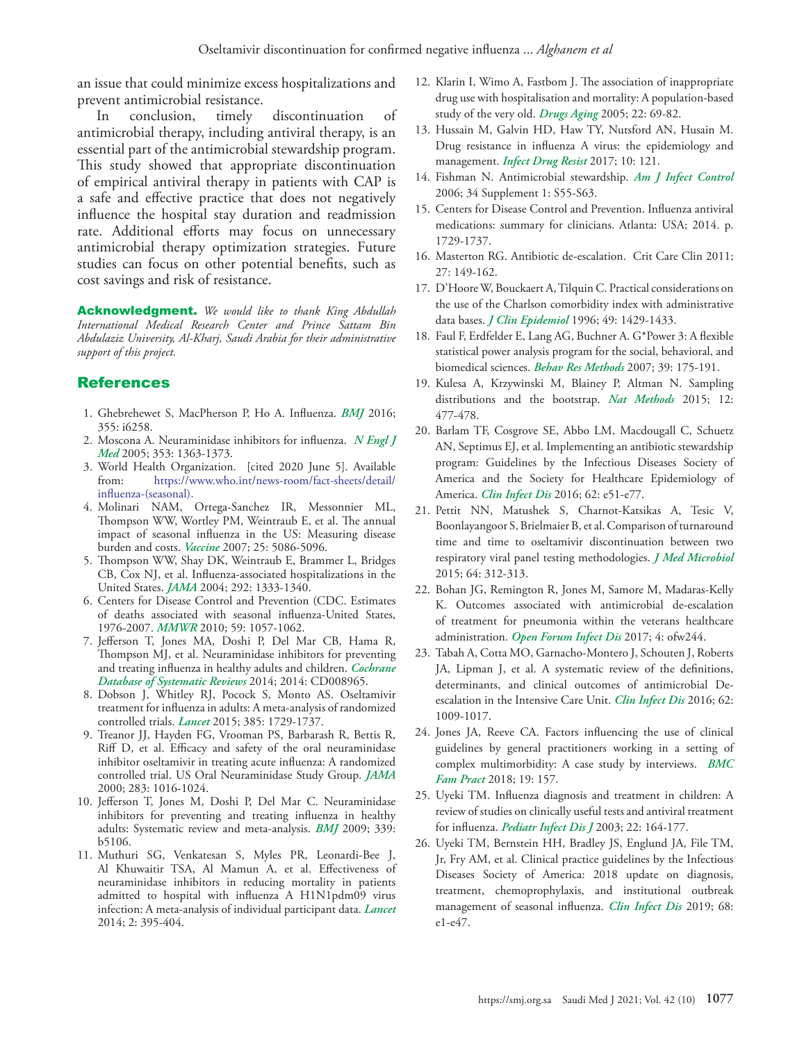an issue that could minimize excess hospitalizations and prevent antimicrobial resistance.

In conclusion, timely discontinuation of antimicrobial therapy, including antiviral therapy, is an essential part of the antimicrobial stewardship program. This study showed that appropriate discontinuation of empirical antiviral therapy in patients with CAP is a safe and effective practice that does not negatively influence the hospital stay duration and readmission rate. Additional efforts may focus on unnecessary antimicrobial therapy optimization strategies. Future studies can focus on other potential benefits, such as cost savings and risk of resistance.

**Acknowledgment.** *We would like to thank King Abdullah International Medical Research Center and Prince Sattam Bin Abdulaziz University, Al-Kharj, Saudi Arabia for their administrative support of this project.*

## References

1. Ghebrehewet S, MacPherson P, Ho A. Influenza. *BMJ* 2016; 355: i6258.
2. Moscona A. Neuraminidase inhibitors for influenza. *N Engl J Med* 2005; 353: 1363-1373.
3. World Health Organization. [cited 2020 June 5]. Available from: https://www.who.int/news-room/fact-sheets/detail/influenza-(seasonal).
4. Molinari NAM, Ortega-Sanchez IR, Messonnier ML, Thompson WW, Wortley PM, Weintraub E, et al. The annual impact of seasonal influenza in the US: Measuring disease burden and costs. *Vaccine* 2007; 25: 5086-5096.
5. Thompson WW, Shay DK, Weintraub E, Brammer L, Bridges CB, Cox NJ, et al. Influenza-associated hospitalizations in the United States. *JAMA* 2004; 292: 1333-1340.
6. Centers for Disease Control and Prevention (CDC. Estimates of deaths associated with seasonal influenza-United States, 1976-2007. *MMWR* 2010; 59: 1057-1062.
7. Jefferson T, Jones MA, Doshi P, Del Mar CB, Hama R, Thompson MJ, et al. Neuraminidase inhibitors for preventing and treating influenza in healthy adults and children. *Cochrane Database of Systematic Reviews* 2014; 2014: CD008965.
8. Dobson J, Whitley RJ, Pocock S, Monto AS. Oseltamivir treatment for influenza in adults: A meta-analysis of randomized controlled trials. *Lancet* 2015; 385: 1729-1737.
9. Treanor JJ, Hayden FG, Vrooman PS, Barbarash R, Bettis R, Riff D, et al. Efficacy and safety of the oral neuraminidase inhibitor oseltamivir in treating acute influenza: A randomized controlled trial. US Oral Neuraminidase Study Group. *JAMA* 2000; 283: 1016-1024.
10. Jefferson T, Jones M, Doshi P, Del Mar C. Neuraminidase inhibitors for preventing and treating influenza in healthy adults: Systematic review and meta-analysis. *BMJ* 2009; 339: b5106.
11. Muthuri SG, Venkatesan S, Myles PR, Leonardi-Bee J, Al Khuwaitir TSA, Al Mamun A, et al. Effectiveness of neuraminidase inhibitors in reducing mortality in patients admitted to hospital with influenza A H1N1pdm09 virus infection: A meta-analysis of individual participant data. *Lancet* 2014; 2: 395-404.
12. Klarin I, Wimo A, Fastbom J. The association of inappropriate drug use with hospitalisation and mortality: A population-based study of the very old. *Drugs Aging* 2005; 22: 69-82.
13. Hussain M, Galvin HD, Haw TY, Nutsford AN, Husain M. Drug resistance in influenza A virus: the epidemiology and management. *Infect Drug Resist* 2017; 10: 121.
14. Fishman N. Antimicrobial stewardship. *Am J Infect Control* 2006; 34 Supplement 1: S55-S63.
15. Centers for Disease Control and Prevention. Influenza antiviral medications: summary for clinicians. Atlanta: USA; 2014. p. 1729-1737.
16. Masterton RG. Antibiotic de-escalation. Crit Care Clin 2011; 27: 149-162.
17. D'Hoore W, Bouckaert A, Tilquin C. Practical considerations on the use of the Charlson comorbidity index with administrative data bases. *J Clin Epidemiol* 1996; 49: 1429-1433.
18. Faul F, Erdfelder E, Lang AG, Buchner A. G*Power 3: A flexible statistical power analysis program for the social, behavioral, and biomedical sciences. *Behav Res Methods* 2007; 39: 175-191.
19. Kulesa A, Krzywinski M, Blainey P, Altman N. Sampling distributions and the bootstrap. *Nat Methods* 2015; 12: 477-478.
20. Barlam TF, Cosgrove SE, Abbo LM, Macdougall C, Schuetz AN, Septimus EJ, et al. Implementing an antibiotic stewardship program: Guidelines by the Infectious Diseases Society of America and the Society for Healthcare Epidemiology of America. *Clin Infect Dis* 2016; 62: e51-e77.
21. Pettit NN, Matushek S, Charnot-Katsikas A, Tesic V, Boonlayangoor S, Brielmaier B, et al. Comparison of turnaround time and time to oseltamivir discontinuation between two respiratory viral panel testing methodologies. *J Med Microbiol* 2015; 64: 312-313.
22. Bohan JG, Remington R, Jones M, Samore M, Madaras-Kelly K. Outcomes associated with antimicrobial de-escalation of treatment for pneumonia within the veterans healthcare administration. *Open Forum Infect Dis* 2017; 4: ofw244.
23. Tabah A, Cotta MO, Garnacho-Montero J, Schouten J, Roberts JA, Lipman J, et al. A systematic review of the definitions, determinants, and clinical outcomes of antimicrobial De-escalation in the Intensive Care Unit. *Clin Infect Dis* 2016; 62: 1009-1017.
24. Jones JA, Reeve CA. Factors influencing the use of clinical guidelines by general practitioners working in a setting of complex multimorbidity: A case study by interviews. *BMC Fam Pract* 2018; 19: 157.
25. Uyeki TM. Influenza diagnosis and treatment in children: A review of studies on clinically useful tests and antiviral treatment for influenza. *Pediatr Infect Dis J* 2003; 22: 164-177.
26. Uyeki TM, Bernstein HH, Bradley JS, Englund JA, File TM, Jr, Fry AM, et al. Clinical practice guidelines by the Infectious Diseases Society of America: 2018 update on diagnosis, treatment, chemoprophylaxis, and institutional outbreak management of seasonal influenza. *Clin Infect Dis* 2019; 68: e1-e47.